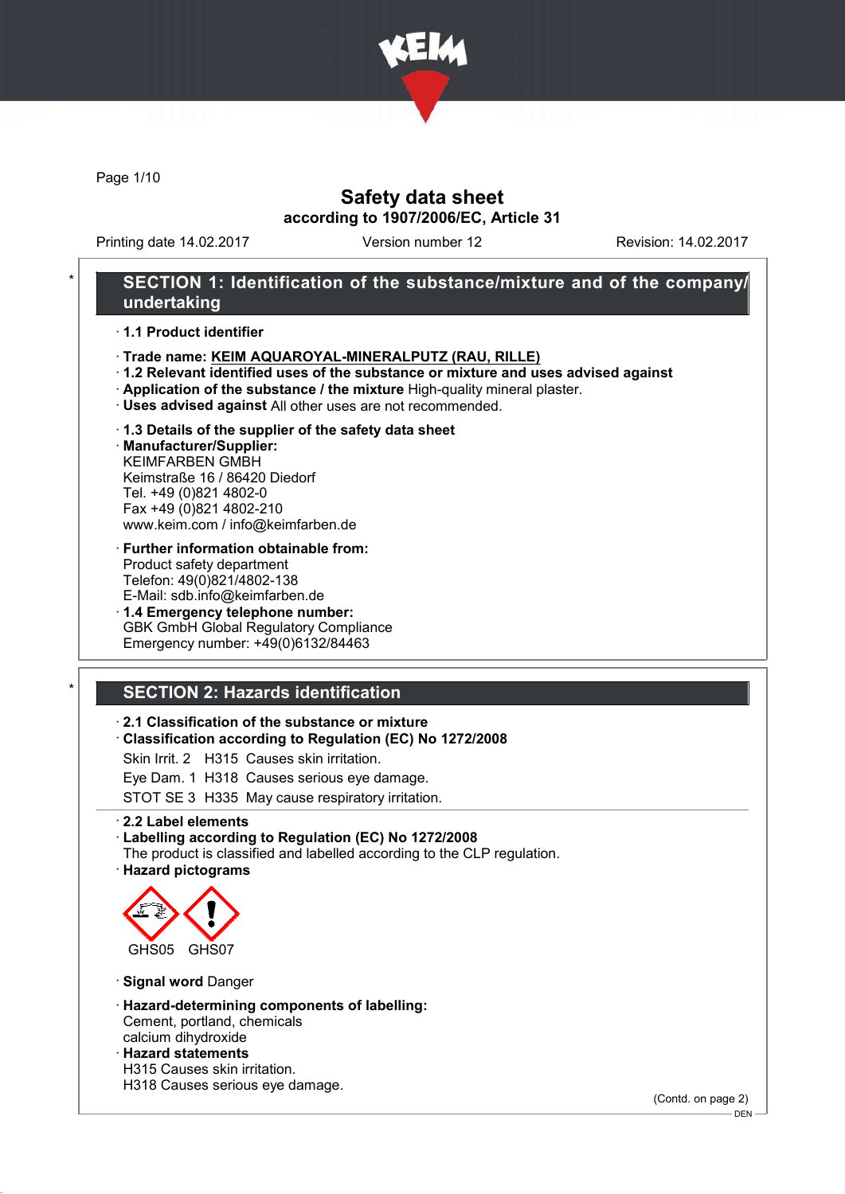# Safety data sheet

according to 1907/2006/EC, Article 31

Printing date 14.02.2017 | Version number 12 | Revision: 14.02.2017

## SECTION 1: Identification of the substance/mixture and of the company/undertaking

· **1.1 Product identifier**

· **Trade name: KEIM AQUAROYAL-MINERALPUTZ (RAU, RILLE)**

· **1.2 Relevant identified uses of the substance or mixture and uses advised against**

· **Application of the substance / the mixture** High-quality mineral plaster.

· **Uses advised against** All other uses are not recommended.

· **1.3 Details of the supplier of the safety data sheet**

· **Manufacturer/Supplier:**
KEIMFARBEN GMBH
Keimstraße 16 / 86420 Diedorf
Tel. +49 (0)821 4802-0
Fax +49 (0)821 4802-210
www.keim.com / info@keimfarben.de

· **Further information obtainable from:**
Product safety department
Telefon: 49(0)821/4802-138
E-Mail: sdb.info@keimfarben.de

· **1.4 Emergency telephone number:**
GBK GmbH Global Regulatory Compliance
Emergency number: +49(0)6132/84463

## SECTION 2: Hazards identification

· **2.1 Classification of the substance or mixture**

· **Classification according to Regulation (EC) No 1272/2008**

Skin Irrit. 2 H315 Causes skin irritation.

Eye Dam. 1 H318 Causes serious eye damage.

STOT SE 3 H335 May cause respiratory irritation.

· **2.2 Label elements**

· **Labelling according to Regulation (EC) No 1272/2008**
The product is classified and labelled according to the CLP regulation.

· **Hazard pictograms**

GHS05 GHS07

· **Signal word** Danger

· **Hazard-determining components of labelling:**
Cement, portland, chemicals
calcium dihydroxide

· **Hazard statements**
H315 Causes skin irritation.
H318 Causes serious eye damage.

(Contd. on page 2)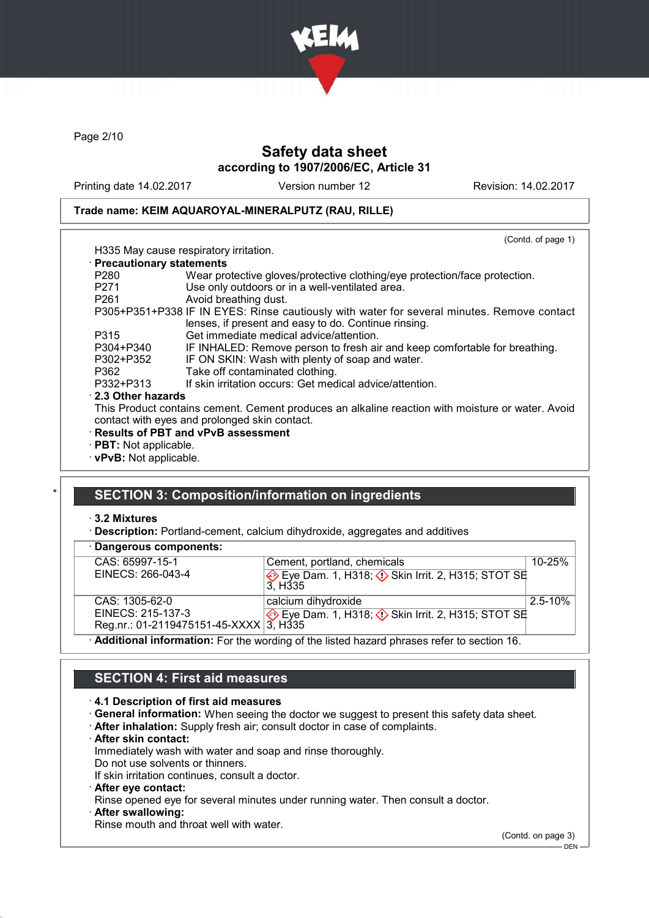Trade name: KEIM AQUAROYAL-MINERALPUTZ (RAU, RILLE)

(Contd. of page 1)

H335 May cause respiratory irritation.

· **Precautionary statements**

| | |
|---|---|
| P280 | Wear protective gloves/protective clothing/eye protection/face protection. |
| P271 | Use only outdoors or in a well-ventilated area. |
| P261 | Avoid breathing dust. |
| P305+P351+P338 | IF IN EYES: Rinse cautiously with water for several minutes. Remove contact lenses, if present and easy to do. Continue rinsing. |
| P315 | Get immediate medical advice/attention. |
| P304+P340 | IF INHALED: Remove person to fresh air and keep comfortable for breathing. |
| P302+P352 | IF ON SKIN: Wash with plenty of soap and water. |
| P362 | Take off contaminated clothing. |
| P332+P313 | If skin irritation occurs: Get medical advice/attention. |

· **2.3 Other hazards**

This Product contains cement. Cement produces an alkaline reaction with moisture or water. Avoid contact with eyes and prolonged skin contact.

· **Results of PBT and vPvB assessment**
· **PBT:** Not applicable.
· **vPvB:** Not applicable.

## SECTION 3: Composition/information on ingredients

· **3.2 Mixtures**
· **Description:** Portland-cement, calcium dihydroxide, aggregates and additives

· **Dangerous components:**

| | | |
|---|---|---|
| CAS: 65997-15-1<br>EINECS: 266-043-4 | Cement, portland, chemicals<br>Eye Dam. 1, H318; Skin Irrit. 2, H315; STOT SE 3, H335 | 10-25% |
| CAS: 1305-62-0<br>EINECS: 215-137-3<br>Reg.nr.: 01-2119475151-45-XXXX | calcium dihydroxide<br>Eye Dam. 1, H318; Skin Irrit. 2, H315; STOT SE 3, H335 | 2.5-10% |

· **Additional information:** For the wording of the listed hazard phrases refer to section 16.

## SECTION 4: First aid measures

· **4.1 Description of first aid measures**
· **General information:** When seeing the doctor we suggest to present this safety data sheet.
· **After inhalation:** Supply fresh air; consult doctor in case of complaints.
· **After skin contact:**
Immediately wash with water and soap and rinse thoroughly.
Do not use solvents or thinners.
If skin irritation continues, consult a doctor.
· **After eye contact:**
Rinse opened eye for several minutes under running water. Then consult a doctor.
· **After swallowing:**
Rinse mouth and throat well with water.

(Contd. on page 3)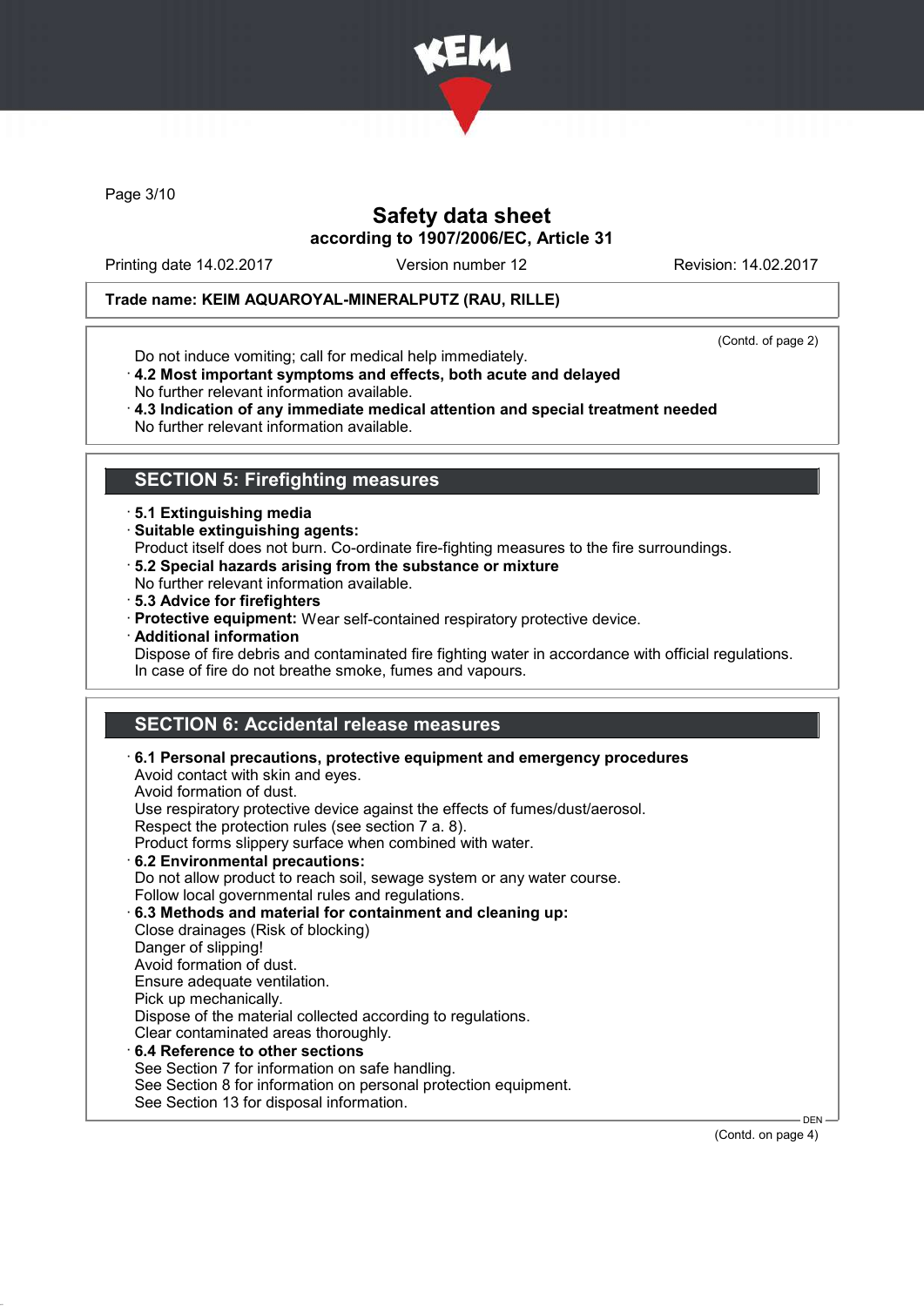**Trade name: KEIM AQUAROYAL-MINERALPUTZ (RAU, RILLE)**

(Contd. of page 2)

Do not induce vomiting; call for medical help immediately.

· **4.2 Most important symptoms and effects, both acute and delayed**
No further relevant information available.

· **4.3 Indication of any immediate medical attention and special treatment needed**
No further relevant information available.

## SECTION 5: Firefighting measures

· **5.1 Extinguishing media**

· **Suitable extinguishing agents:**
Product itself does not burn. Co-ordinate fire-fighting measures to the fire surroundings.

· **5.2 Special hazards arising from the substance or mixture**
No further relevant information available.

· **5.3 Advice for firefighters**

· **Protective equipment:** Wear self-contained respiratory protective device.

· **Additional information**
Dispose of fire debris and contaminated fire fighting water in accordance with official regulations.
In case of fire do not breathe smoke, fumes and vapours.

## SECTION 6: Accidental release measures

· **6.1 Personal precautions, protective equipment and emergency procedures**
Avoid contact with skin and eyes.
Avoid formation of dust.
Use respiratory protective device against the effects of fumes/dust/aerosol.
Respect the protection rules (see section 7 a. 8).
Product forms slippery surface when combined with water.

· **6.2 Environmental precautions:**
Do not allow product to reach soil, sewage system or any water course.
Follow local governmental rules and regulations.

· **6.3 Methods and material for containment and cleaning up:**
Close drainages (Risk of blocking)
Danger of slipping!
Avoid formation of dust.
Ensure adequate ventilation.
Pick up mechanically.
Dispose of the material collected according to regulations.
Clear contaminated areas thoroughly.

· **6.4 Reference to other sections**
See Section 7 for information on safe handling.
See Section 8 for information on personal protection equipment.
See Section 13 for disposal information.

(Contd. on page 4)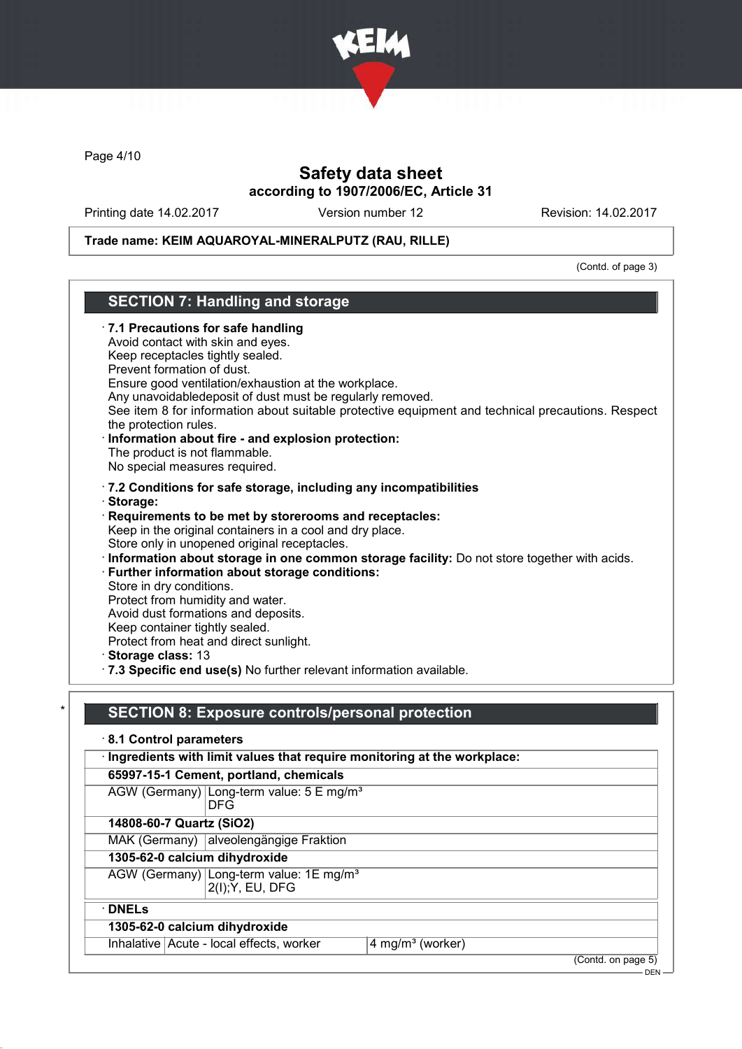**Trade name: KEIM AQUAROYAL-MINERALPUTZ (RAU, RILLE)**

(Contd. of page 3)

## SECTION 7: Handling and storage

· **7.1 Precautions for safe handling**
Avoid contact with skin and eyes.
Keep receptacles tightly sealed.
Prevent formation of dust.
Ensure good ventilation/exhaustion at the workplace.
Any unavoidabledeposit of dust must be regularly removed.
See item 8 for information about suitable protective equipment and technical precautions. Respect the protection rules.

· **Information about fire - and explosion protection:**
The product is not flammable.
No special measures required.

· **7.2 Conditions for safe storage, including any incompatibilities**

· **Storage:**

· **Requirements to be met by storerooms and receptacles:**
Keep in the original containers in a cool and dry place.
Store only in unopened original receptacles.

· **Information about storage in one common storage facility:** Do not store together with acids.

· **Further information about storage conditions:**
Store in dry conditions.
Protect from humidity and water.
Avoid dust formations and deposits.
Keep container tightly sealed.
Protect from heat and direct sunlight.

· **Storage class:** 13

· **7.3 Specific end use(s)** No further relevant information available.

## * SECTION 8: Exposure controls/personal protection

· **8.1 Control parameters**

| · **Ingredients with limit values that require monitoring at the workplace:** | |
|---|---|
| **65997-15-1 Cement, portland, chemicals** | |
| AGW (Germany) | Long-term value: 5 E mg/m³<br>DFG |
| **14808-60-7 Quartz (SiO2)** | |
| MAK (Germany) | alveolengängige Fraktion |
| **1305-62-0 calcium dihydroxide** | |
| AGW (Germany) | Long-term value: 1E mg/m³<br>2(I);Y, EU, DFG |

| · **DNELs** | | |
|---|---|---|
| **1305-62-0 calcium dihydroxide** | | |
| Inhalative | Acute - local effects, worker | 4 mg/m³ (worker) |

(Contd. on page 5)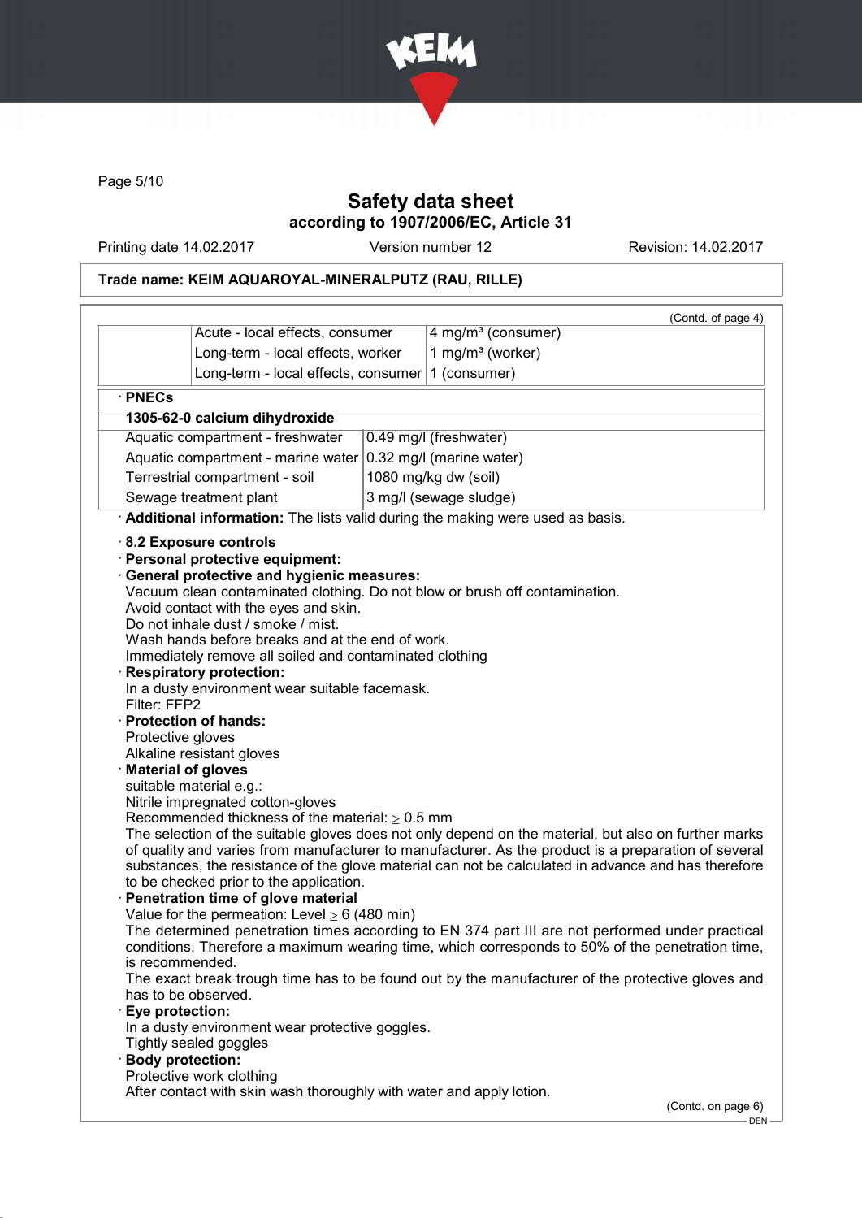(Contd. of page 4)

| | | |
|---|---|---|
| | Acute - local effects, consumer | 4 mg/m³ (consumer) |
| | Long-term - local effects, worker | 1 mg/m³ (worker) |
| | Long-term - local effects, consumer | 1 (consumer) |

· **PNECs**

| **1305-62-0 calcium dihydroxide** | |
|---|---|
| Aquatic compartment - freshwater | 0.49 mg/l (freshwater) |
| Aquatic compartment - marine water | 0.32 mg/l (marine water) |
| Terrestrial compartment - soil | 1080 mg/kg dw (soil) |
| Sewage treatment plant | 3 mg/l (sewage sludge) |

· **Additional information:** The lists valid during the making were used as basis.

· **8.2 Exposure controls**

· **Personal protective equipment:**

· **General protective and hygienic measures:**
Vacuum clean contaminated clothing. Do not blow or brush off contamination.
Avoid contact with the eyes and skin.
Do not inhale dust / smoke / mist.
Wash hands before breaks and at the end of work.
Immediately remove all soiled and contaminated clothing

· **Respiratory protection:**
In a dusty environment wear suitable facemask.
Filter: FFP2

· **Protection of hands:**
Protective gloves
Alkaline resistant gloves

· **Material of gloves**
suitable material e.g.:
Nitrile impregnated cotton-gloves
Recommended thickness of the material: ≥ 0.5 mm
The selection of the suitable gloves does not only depend on the material, but also on further marks of quality and varies from manufacturer to manufacturer. As the product is a preparation of several substances, the resistance of the glove material can not be calculated in advance and has therefore to be checked prior to the application.

· **Penetration time of glove material**
Value for the permeation: Level ≥ 6 (480 min)
The determined penetration times according to EN 374 part III are not performed under practical conditions. Therefore a maximum wearing time, which corresponds to 50% of the penetration time, is recommended.
The exact break trough time has to be found out by the manufacturer of the protective gloves and has to be observed.

· **Eye protection:**
In a dusty environment wear protective goggles.
Tightly sealed goggles

· **Body protection:**
Protective work clothing
After contact with skin wash thoroughly with water and apply lotion.

(Contd. on page 6)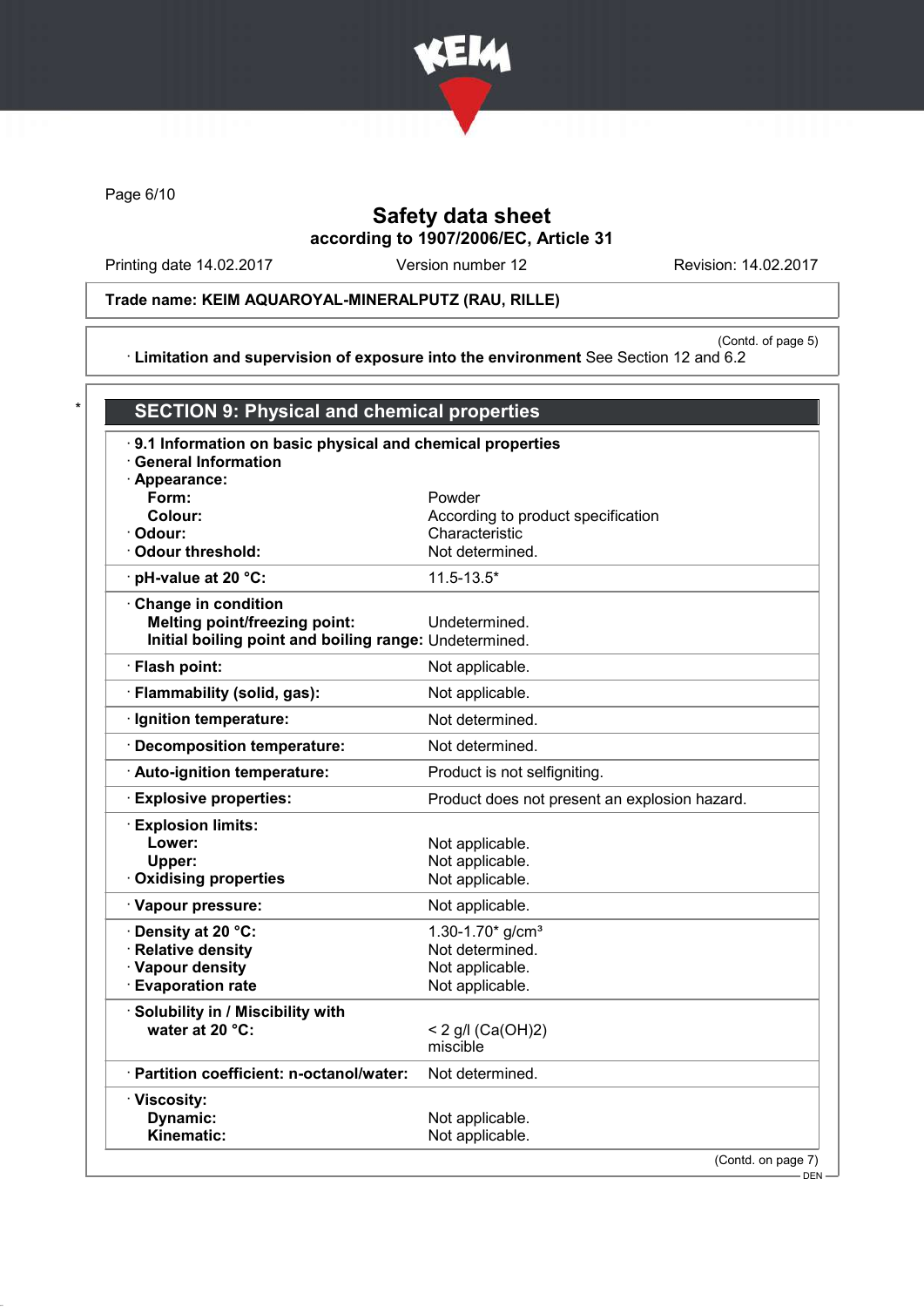Safety data sheet
according to 1907/2006/EC, Article 31

Printing date 14.02.2017 Version number 12 Revision: 14.02.2017

**Trade name: KEIM AQUAROYAL-MINERALPUTZ (RAU, RILLE)**

(Contd. of page 5)

· **Limitation and supervision of exposure into the environment** See Section 12 and 6.2

## * SECTION 9: Physical and chemical properties

· **9.1 Information on basic physical and chemical properties**
· **General Information**
· **Appearance:**

| | |
|---|---|
| **Form:** | Powder |
| **Colour:** | According to product specification |
| · **Odour:** | Characteristic |
| · **Odour threshold:** | Not determined. |
| · **pH-value at 20 °C:** | 11.5-13.5* |
| · **Change in condition** | |
| **Melting point/freezing point:** | Undetermined. |
| **Initial boiling point and boiling range:** | Undetermined. |
| · **Flash point:** | Not applicable. |
| · **Flammability (solid, gas):** | Not applicable. |
| · **Ignition temperature:** | Not determined. |
| · **Decomposition temperature:** | Not determined. |
| · **Auto-ignition temperature:** | Product is not selfigniting. |
| · **Explosive properties:** | Product does not present an explosion hazard. |
| · **Explosion limits:** | |
| **Lower:** | Not applicable. |
| **Upper:** | Not applicable. |
| · **Oxidising properties** | Not applicable. |
| · **Vapour pressure:** | Not applicable. |
| · **Density at 20 °C:** | 1.30-1.70* g/cm³ |
| · **Relative density** | Not determined. |
| · **Vapour density** | Not applicable. |
| · **Evaporation rate** | Not applicable. |
| · **Solubility in / Miscibility with** | |
| **water at 20 °C:** | < 2 g/l ($Ca(OH)_2$) miscible |
| · **Partition coefficient: n-octanol/water:** | Not determined. |
| · **Viscosity:** | |
| **Dynamic:** | Not applicable. |
| **Kinematic:** | Not applicable. |

(Contd. on page 7)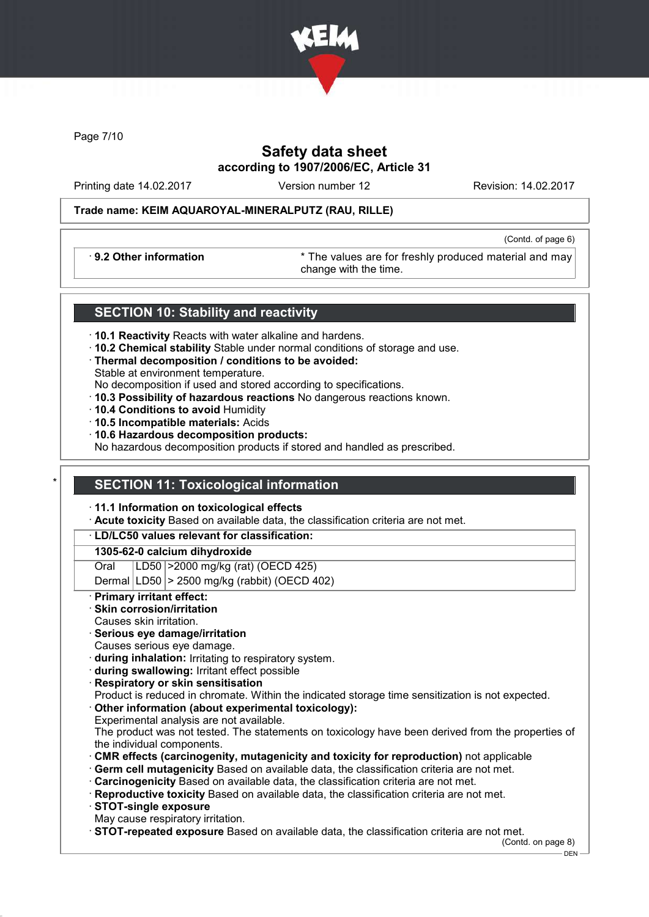# Safety data sheet
## according to 1907/2006/EC, Article 31

Printing date 14.02.2017 | Version number 12 | Revision: 14.02.2017

**Trade name: KEIM AQUAROYAL-MINERALPUTZ (RAU, RILLE)**

(Contd. of page 6)

| · **9.2 Other information** | * The values are for freshly produced material and may change with the time. |
|---|---|

## SECTION 10: Stability and reactivity

· **10.1 Reactivity** Reacts with water alkaline and hardens.
· **10.2 Chemical stability** Stable under normal conditions of storage and use.
· **Thermal decomposition / conditions to be avoided:**
Stable at environment temperature.
No decomposition if used and stored according to specifications.
· **10.3 Possibility of hazardous reactions** No dangerous reactions known.
· **10.4 Conditions to avoid** Humidity
· **10.5 Incompatible materials:** Acids
· **10.6 Hazardous decomposition products:**
No hazardous decomposition products if stored and handled as prescribed.

## * SECTION 11: Toxicological information

· **11.1 Information on toxicological effects**
· **Acute toxicity** Based on available data, the classification criteria are not met.

| · **LD/LC50 values relevant for classification:** | | |
|---|---|---|
| **1305-62-0 calcium dihydroxide** | | |
| Oral | LD50 | >2000 mg/kg (rat) (OECD 425) |
| Dermal | LD50 | > 2500 mg/kg (rabbit) (OECD 402) |

· **Primary irritant effect:**
· **Skin corrosion/irritation**
Causes skin irritation.
· **Serious eye damage/irritation**
Causes serious eye damage.
· **during inhalation:** Irritating to respiratory system.
· **during swallowing:** Irritant effect possible
· **Respiratory or skin sensitisation**
Product is reduced in chromate. Within the indicated storage time sensitization is not expected.
· **Other information (about experimental toxicology):**
Experimental analysis are not available.
The product was not tested. The statements on toxicology have been derived from the properties of the individual components.
· **CMR effects (carcinogenity, mutagenicity and toxicity for reproduction)** not applicable
· **Germ cell mutagenicity** Based on available data, the classification criteria are not met.
· **Carcinogenicity** Based on available data, the classification criteria are not met.
· **Reproductive toxicity** Based on available data, the classification criteria are not met.
· **STOT-single exposure**
May cause respiratory irritation.
· **STOT-repeated exposure** Based on available data, the classification criteria are not met.

(Contd. on page 8)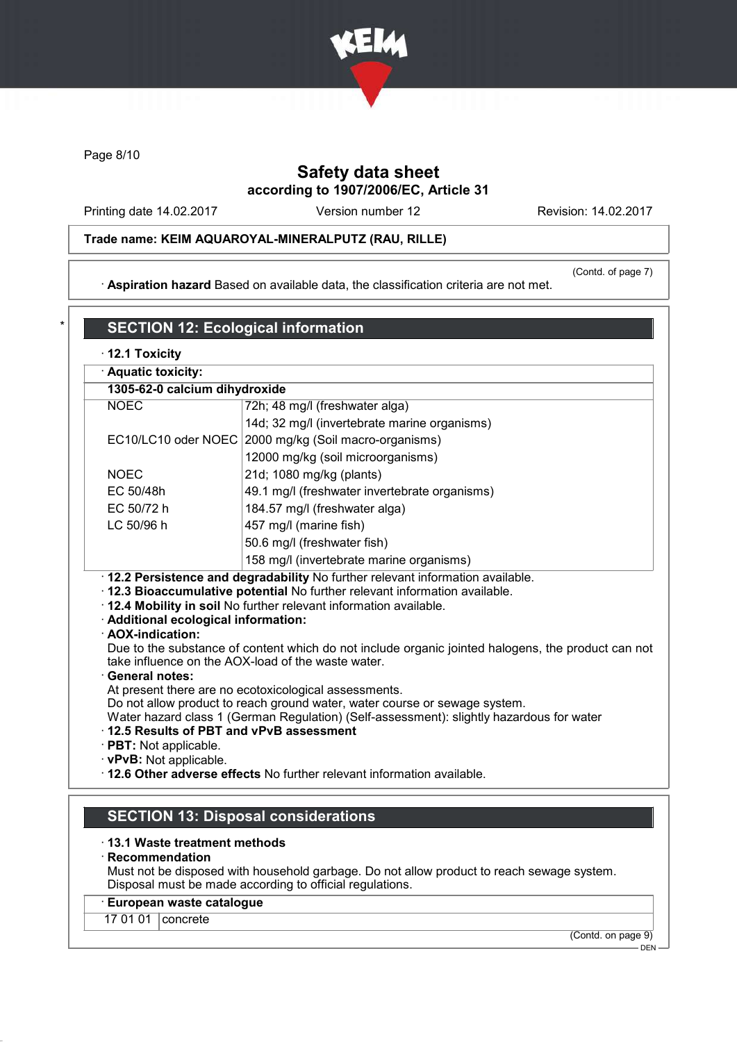Trade name: KEIM AQUAROYAL-MINERALPUTZ (RAU, RILLE)

(Contd. of page 7)

· **Aspiration hazard** Based on available data, the classification criteria are not met.

## SECTION 12: Ecological information

· **12.1 Toxicity**

· **Aquatic toxicity:**

| **1305-62-0 calcium dihydroxide** | |
|---|---|
| NOEC | 72h; 48 mg/l (freshwater alga) |
| | 14d; 32 mg/l (invertebrate marine organisms) |
| EC10/LC10 oder NOEC | 2000 mg/kg (Soil macro-organisms) |
| | 12000 mg/kg (soil microorganisms) |
| NOEC | 21d; 1080 mg/kg (plants) |
| EC 50/48h | 49.1 mg/l (freshwater invertebrate organisms) |
| EC 50/72 h | 184.57 mg/l (freshwater alga) |
| LC 50/96 h | 457 mg/l (marine fish) |
| | 50.6 mg/l (freshwater fish) |
| | 158 mg/l (invertebrate marine organisms) |

· **12.2 Persistence and degradability** No further relevant information available.
· **12.3 Bioaccumulative potential** No further relevant information available.
· **12.4 Mobility in soil** No further relevant information available.
· **Additional ecological information:**
· **AOX-indication:**
Due to the substance of content which do not include organic jointed halogens, the product can not take influence on the AOX-load of the waste water.
· **General notes:**
At present there are no ecotoxicological assessments.
Do not allow product to reach ground water, water course or sewage system.
Water hazard class 1 (German Regulation) (Self-assessment): slightly hazardous for water
· **12.5 Results of PBT and vPvB assessment**
· **PBT:** Not applicable.
· **vPvB:** Not applicable.
· **12.6 Other adverse effects** No further relevant information available.

## SECTION 13: Disposal considerations

· **13.1 Waste treatment methods**
· **Recommendation**
Must not be disposed with household garbage. Do not allow product to reach sewage system.
Disposal must be made according to official regulations.

| · **European waste catalogue** | |
|---|---|
| 17 01 01 | concrete |

(Contd. on page 9)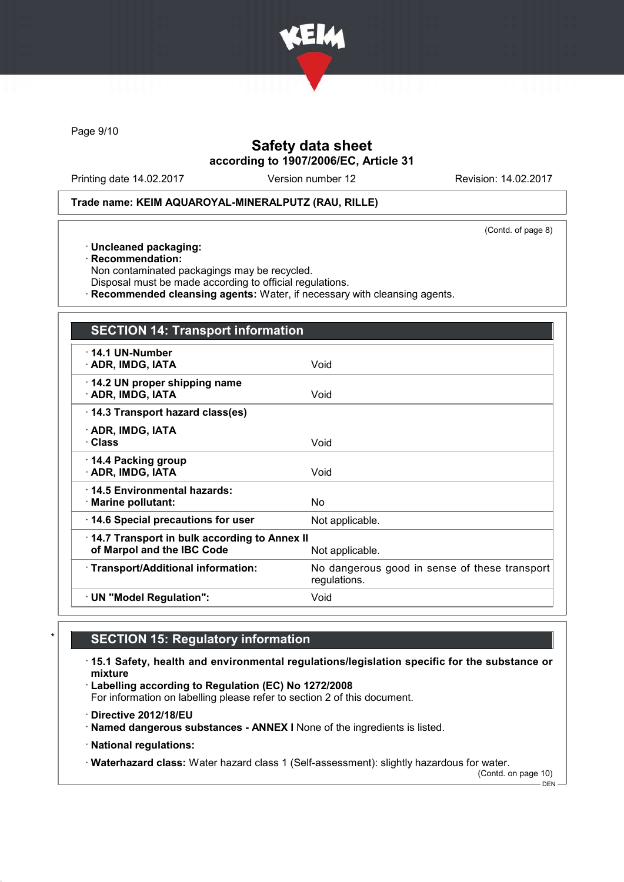Trade name: KEIM AQUAROYAL-MINERALPUTZ (RAU, RILLE)

(Contd. of page 8)

· **Uncleaned packaging:**
· **Recommendation:**
Non contaminated packagings may be recycled.
Disposal must be made according to official regulations.
· **Recommended cleansing agents:** Water, if necessary with cleansing agents.

## SECTION 14: Transport information

| | |
|---|---|
| · **14.1 UN-Number**<br>· **ADR, IMDG, IATA** | Void |
| · **14.2 UN proper shipping name**<br>· **ADR, IMDG, IATA** | Void |
| · **14.3 Transport hazard class(es)**<br>· **ADR, IMDG, IATA**<br>· **Class** | Void |
| · **14.4 Packing group**<br>· **ADR, IMDG, IATA** | Void |
| · **14.5 Environmental hazards:**<br>· **Marine pollutant:** | No |
| · **14.6 Special precautions for user** | Not applicable. |
| · **14.7 Transport in bulk according to Annex II of Marpol and the IBC Code** | Not applicable. |
| · **Transport/Additional information:** | No dangerous good in sense of these transport regulations. |
| · **UN "Model Regulation":** | Void |

## SECTION 15: Regulatory information

· **15.1 Safety, health and environmental regulations/legislation specific for the substance or mixture**
· **Labelling according to Regulation (EC) No 1272/2008**
For information on labelling please refer to section 2 of this document.

· **Directive 2012/18/EU**
· **Named dangerous substances - ANNEX I** None of the ingredients is listed.

· **National regulations:**

· **Waterhazard class:** Water hazard class 1 (Self-assessment): slightly hazardous for water.

(Contd. on page 10)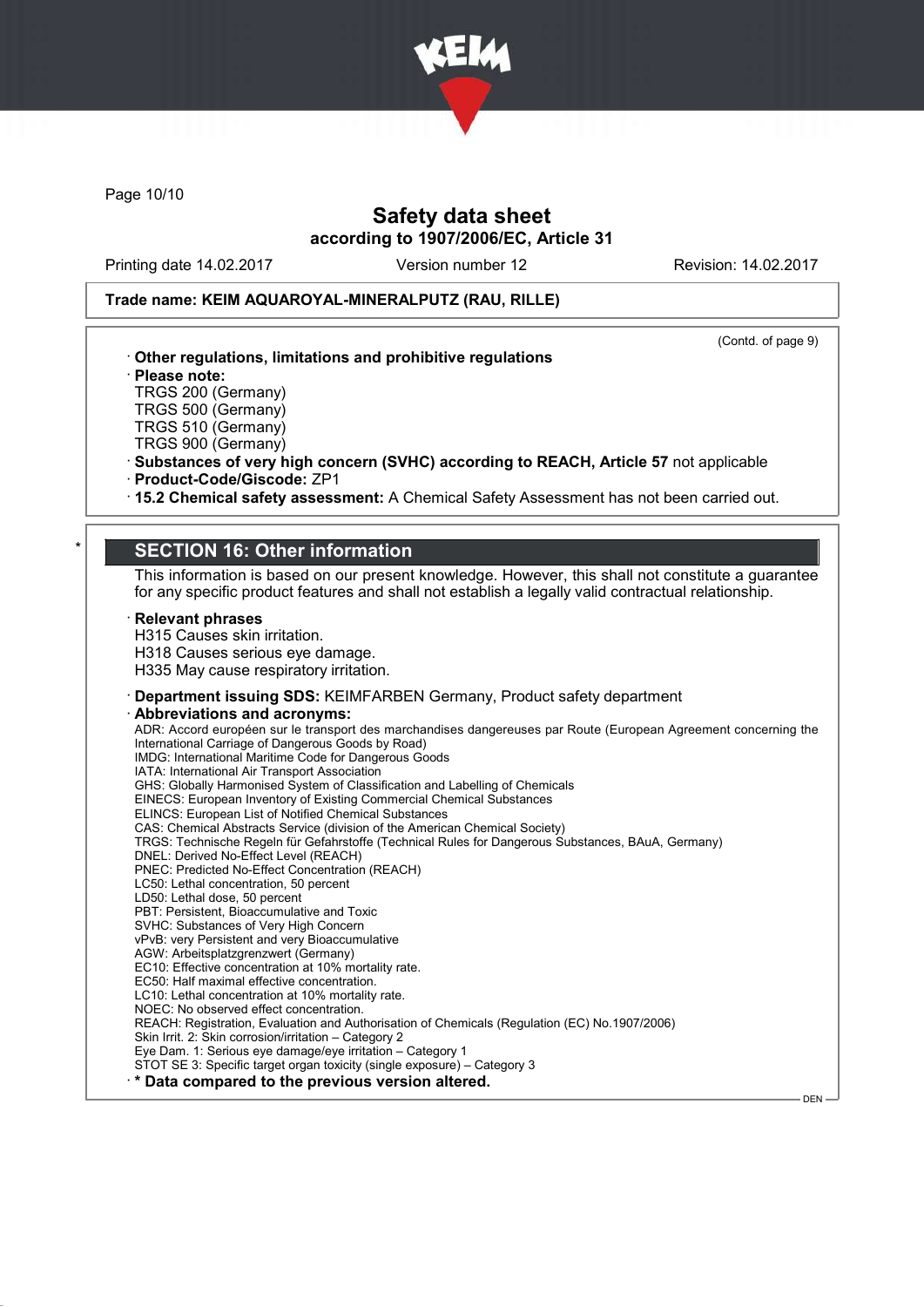**Trade name: KEIM AQUAROYAL-MINERALPUTZ (RAU, RILLE)**

(Contd. of page 9)

· **Other regulations, limitations and prohibitive regulations**
· **Please note:**
TRGS 200 (Germany)
TRGS 500 (Germany)
TRGS 510 (Germany)
TRGS 900 (Germany)
· **Substances of very high concern (SVHC) according to REACH, Article 57** not applicable
· **Product-Code/Giscode:** ZP1
· **15.2 Chemical safety assessment:** A Chemical Safety Assessment has not been carried out.

\* 

## SECTION 16: Other information

This information is based on our present knowledge. However, this shall not constitute a guarantee for any specific product features and shall not establish a legally valid contractual relationship.

· **Relevant phrases**
H315 Causes skin irritation.
H318 Causes serious eye damage.
H335 May cause respiratory irritation.

· **Department issuing SDS:** KEIMFARBEN Germany, Product safety department
· **Abbreviations and acronyms:**
ADR: Accord européen sur le transport des marchandises dangereuses par Route (European Agreement concerning the International Carriage of Dangerous Goods by Road)
IMDG: International Maritime Code for Dangerous Goods
IATA: International Air Transport Association
GHS: Globally Harmonised System of Classification and Labelling of Chemicals
EINECS: European Inventory of Existing Commercial Chemical Substances
ELINCS: European List of Notified Chemical Substances
CAS: Chemical Abstracts Service (division of the American Chemical Society)
TRGS: Technische Regeln für Gefahrstoffe (Technical Rules for Dangerous Substances, BAuA, Germany)
DNEL: Derived No-Effect Level (REACH)
PNEC: Predicted No-Effect Concentration (REACH)
LC50: Lethal concentration, 50 percent
LD50: Lethal dose, 50 percent
PBT: Persistent, Bioaccumulative and Toxic
SVHC: Substances of Very High Concern
vPvB: very Persistent and very Bioaccumulative
AGW: Arbeitsplatzgrenzwert (Germany)
EC10: Effective concentration at 10% mortality rate.
EC50: Half maximal effective concentration.
LC10: Lethal concentration at 10% mortality rate.
NOEC: No observed effect concentration.
REACH: Registration, Evaluation and Authorisation of Chemicals (Regulation (EC) No.1907/2006)
Skin Irrit. 2: Skin corrosion/irritation – Category 2
Eye Dam. 1: Serious eye damage/eye irritation – Category 1
STOT SE 3: Specific target organ toxicity (single exposure) – Category 3
· **\* Data compared to the previous version altered.**

DEN